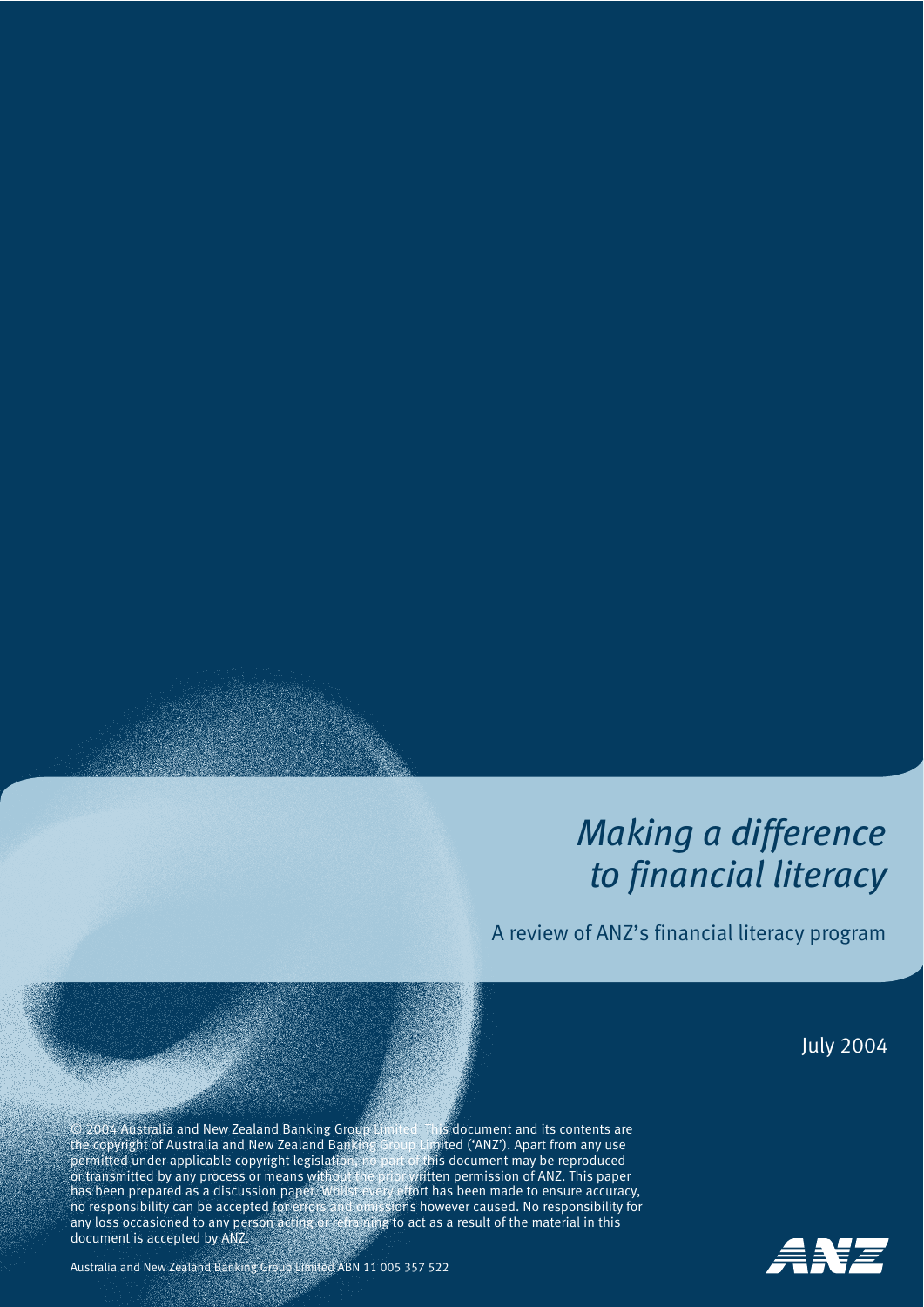# *Making a difference to financial literacy*

A review of ANZ's financial literacy program

July 2004

© 2004 Australia and New Zealand Banking Group Limited. This document and its contents are the copyright of Australia and New Zealand Banking Group Limited ('ANZ'). Apart from any use permitted under applicable copyright legislation, no part of this document may be reproduced or transmitted by any process or means without the prior written permission of ANZ. This paper has been prepared as a discussion paper. Whilst every effort has been made to ensure accuracy, no responsibility can be accepted for errors and omissions however caused. No responsibility for any loss occasioned to any person acting or refraining to act as a result of the material in this document is accepted by ANZ.

Australia and New Zealand Banking Group Limited ABN 11 005 357 522

ANZ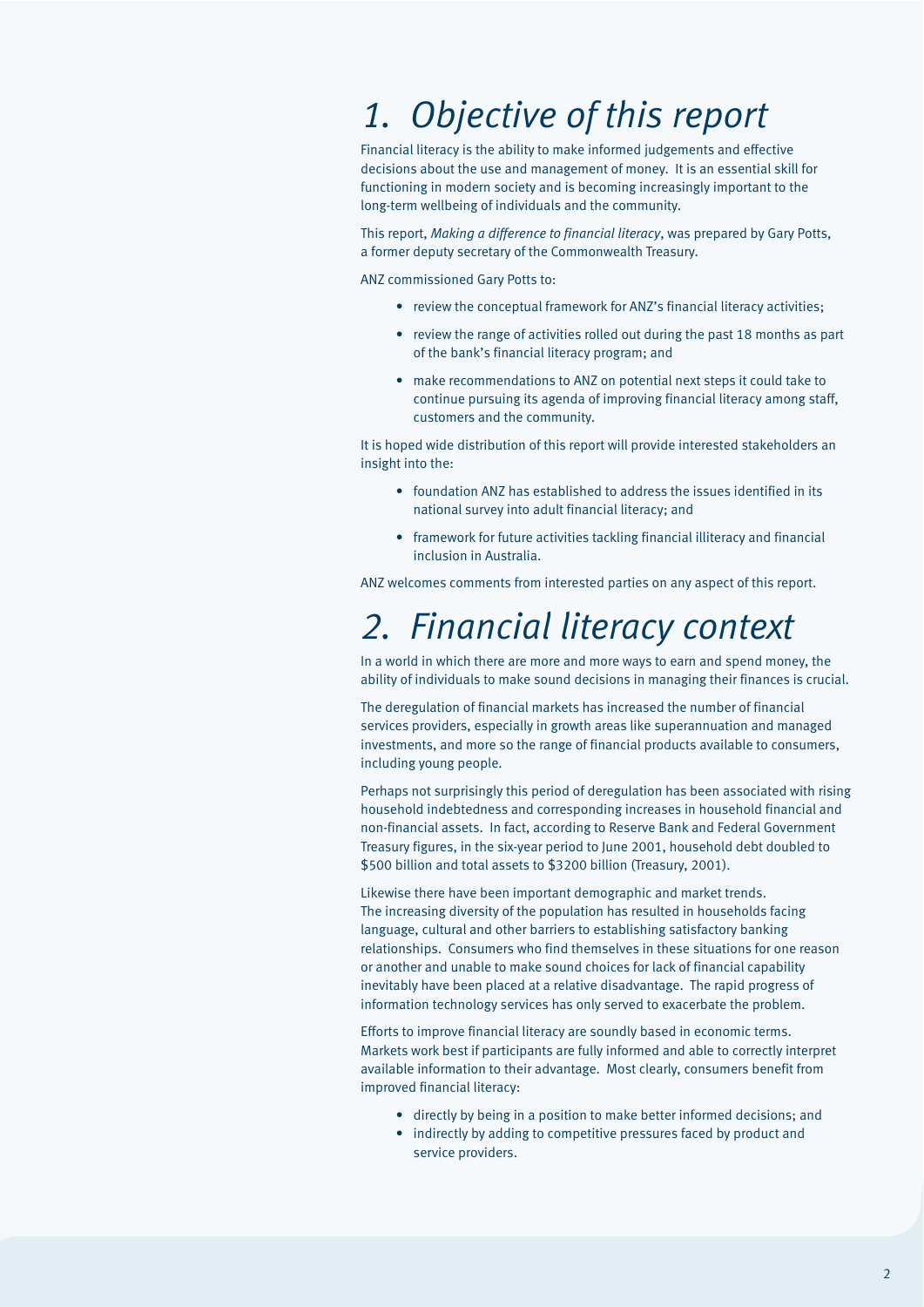# *1. Objective of this report*

Financial literacy is the ability to make informed judgements and effective decisions about the use and management of money. It is an essential skill for functioning in modern society and is becoming increasingly important to the long-term wellbeing of individuals and the community.

This report, *Making a difference to financial literacy*, was prepared by Gary Potts, a former deputy secretary of the Commonwealth Treasury.

ANZ commissioned Gary Potts to:

- review the conceptual framework for ANZ's financial literacy activities;
- review the range of activities rolled out during the past 18 months as part of the bank's financial literacy program; and
- make recommendations to ANZ on potential next steps it could take to continue pursuing its agenda of improving financial literacy among staff, customers and the community.

It is hoped wide distribution of this report will provide interested stakeholders an insight into the:

- foundation ANZ has established to address the issues identified in its national survey into adult financial literacy; and
- framework for future activities tackling financial illiteracy and financial inclusion in Australia.

ANZ welcomes comments from interested parties on any aspect of this report.

# *2. Financial literacy context*

In a world in which there are more and more ways to earn and spend money, the ability of individuals to make sound decisions in managing their finances is crucial.

The deregulation of financial markets has increased the number of financial services providers, especially in growth areas like superannuation and managed investments, and more so the range of financial products available to consumers, including young people.

Perhaps not surprisingly this period of deregulation has been associated with rising household indebtedness and corresponding increases in household financial and non-financial assets. In fact, according to Reserve Bank and Federal Government Treasury figures, in the six-year period to June 2001, household debt doubled to $500 billion and total assets to $3200 billion (Treasury, 2001).

Likewise there have been important demographic and market trends. The increasing diversity of the population has resulted in households facing language, cultural and other barriers to establishing satisfactory banking relationships. Consumers who find themselves in these situations for one reason or another and unable to make sound choices for lack of financial capability inevitably have been placed at a relative disadvantage. The rapid progress of information technology services has only served to exacerbate the problem.

Efforts to improve financial literacy are soundly based in economic terms. Markets work best if participants are fully informed and able to correctly interpret available information to their advantage. Most clearly, consumers benefit from improved financial literacy:

- directly by being in a position to make better informed decisions; and
- indirectly by adding to competitive pressures faced by product and service providers.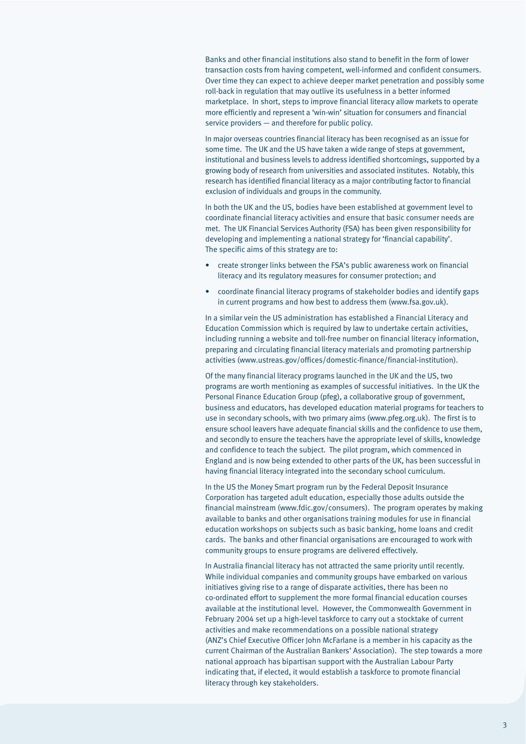Banks and other financial institutions also stand to benefit in the form of lower transaction costs from having competent, well-informed and confident consumers. Over time they can expect to achieve deeper market penetration and possibly some roll-back in regulation that may outlive its usefulness in a better informed marketplace. In short, steps to improve financial literacy allow markets to operate more efficiently and represent a 'win-win' situation for consumers and financial service providers — and therefore for public policy.

In major overseas countries financial literacy has been recognised as an issue for some time. The UK and the US have taken a wide range of steps at government, institutional and business levels to address identified shortcomings, supported by a growing body of research from universities and associated institutes. Notably, this research has identified financial literacy as a major contributing factor to financial exclusion of individuals and groups in the community.

In both the UK and the US, bodies have been established at government level to coordinate financial literacy activities and ensure that basic consumer needs are met. The UK Financial Services Authority (FSA) has been given responsibility for developing and implementing a national strategy for 'financial capability'. The specific aims of this strategy are to:

- create stronger links between the FSA's public awareness work on financial literacy and its regulatory measures for consumer protection; and
- coordinate financial literacy programs of stakeholder bodies and identify gaps in current programs and how best to address them (www.fsa.gov.uk).

In a similar vein the US administration has established a Financial Literacy and Education Commission which is required by law to undertake certain activities, including running a website and toll-free number on financial literacy information, preparing and circulating financial literacy materials and promoting partnership activities (www.ustreas.gov/offices/domestic-finance/financial-institution).

Of the many financial literacy programs launched in the UK and the US, two programs are worth mentioning as examples of successful initiatives. In the UK the Personal Finance Education Group (pfeg), a collaborative group of government, business and educators, has developed education material programs for teachers to use in secondary schools, with two primary aims (www.pfeg.org.uk). The first is to ensure school leavers have adequate financial skills and the confidence to use them, and secondly to ensure the teachers have the appropriate level of skills, knowledge and confidence to teach the subject. The pilot program, which commenced in England and is now being extended to other parts of the UK, has been successful in having financial literacy integrated into the secondary school curriculum.

In the US the Money Smart program run by the Federal Deposit Insurance Corporation has targeted adult education, especially those adults outside the financial mainstream (www.fdic.gov/consumers). The program operates by making available to banks and other organisations training modules for use in financial education workshops on subjects such as basic banking, home loans and credit cards. The banks and other financial organisations are encouraged to work with community groups to ensure programs are delivered effectively.

In Australia financial literacy has not attracted the same priority until recently. While individual companies and community groups have embarked on various initiatives giving rise to a range of disparate activities, there has been no co-ordinated effort to supplement the more formal financial education courses available at the institutional level. However, the Commonwealth Government in February 2004 set up a high-level taskforce to carry out a stocktake of current activities and make recommendations on a possible national strategy (ANZ's Chief Executive Officer John McFarlane is a member in his capacity as the current Chairman of the Australian Bankers' Association). The step towards a more national approach has bipartisan support with the Australian Labour Party indicating that, if elected, it would establish a taskforce to promote financial literacy through key stakeholders.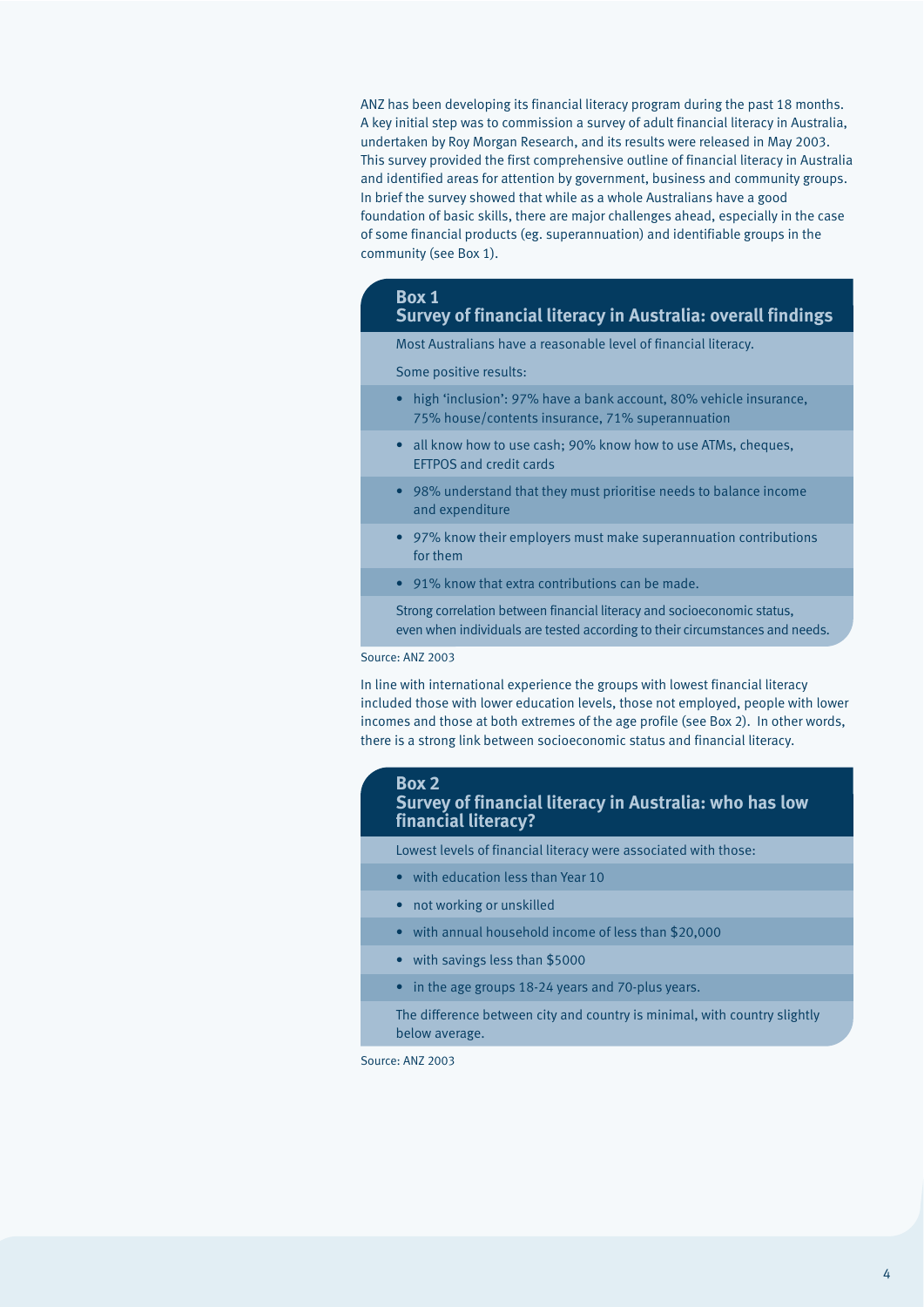ANZ has been developing its financial literacy program during the past 18 months. A key initial step was to commission a survey of adult financial literacy in Australia, undertaken by Roy Morgan Research, and its results were released in May 2003. This survey provided the first comprehensive outline of financial literacy in Australia and identified areas for attention by government, business and community groups. In brief the survey showed that while as a whole Australians have a good foundation of basic skills, there are major challenges ahead, especially in the case of some financial products (eg. superannuation) and identifiable groups in the community (see Box 1).

### Box 1
### Survey of financial literacy in Australia: overall findings

Most Australians have a reasonable level of financial literacy.

Some positive results:

- high 'inclusion': 97% have a bank account, 80% vehicle insurance, 75% house/contents insurance, 71% superannuation
- all know how to use cash; 90% know how to use ATMs, cheques, EFTPOS and credit cards
- 98% understand that they must prioritise needs to balance income and expenditure
- 97% know their employers must make superannuation contributions for them
- 91% know that extra contributions can be made.

Strong correlation between financial literacy and socioeconomic status, even when individuals are tested according to their circumstances and needs.

Source: ANZ 2003

In line with international experience the groups with lowest financial literacy included those with lower education levels, those not employed, people with lower incomes and those at both extremes of the age profile (see Box 2). In other words, there is a strong link between socioeconomic status and financial literacy.

### Box 2
### Survey of financial literacy in Australia: who has low financial literacy?

Lowest levels of financial literacy were associated with those:

- with education less than Year 10
- not working or unskilled
- with annual household income of less than $20,000
- with savings less than $5000
- in the age groups 18-24 years and 70-plus years.

The difference between city and country is minimal, with country slightly below average.

Source: ANZ 2003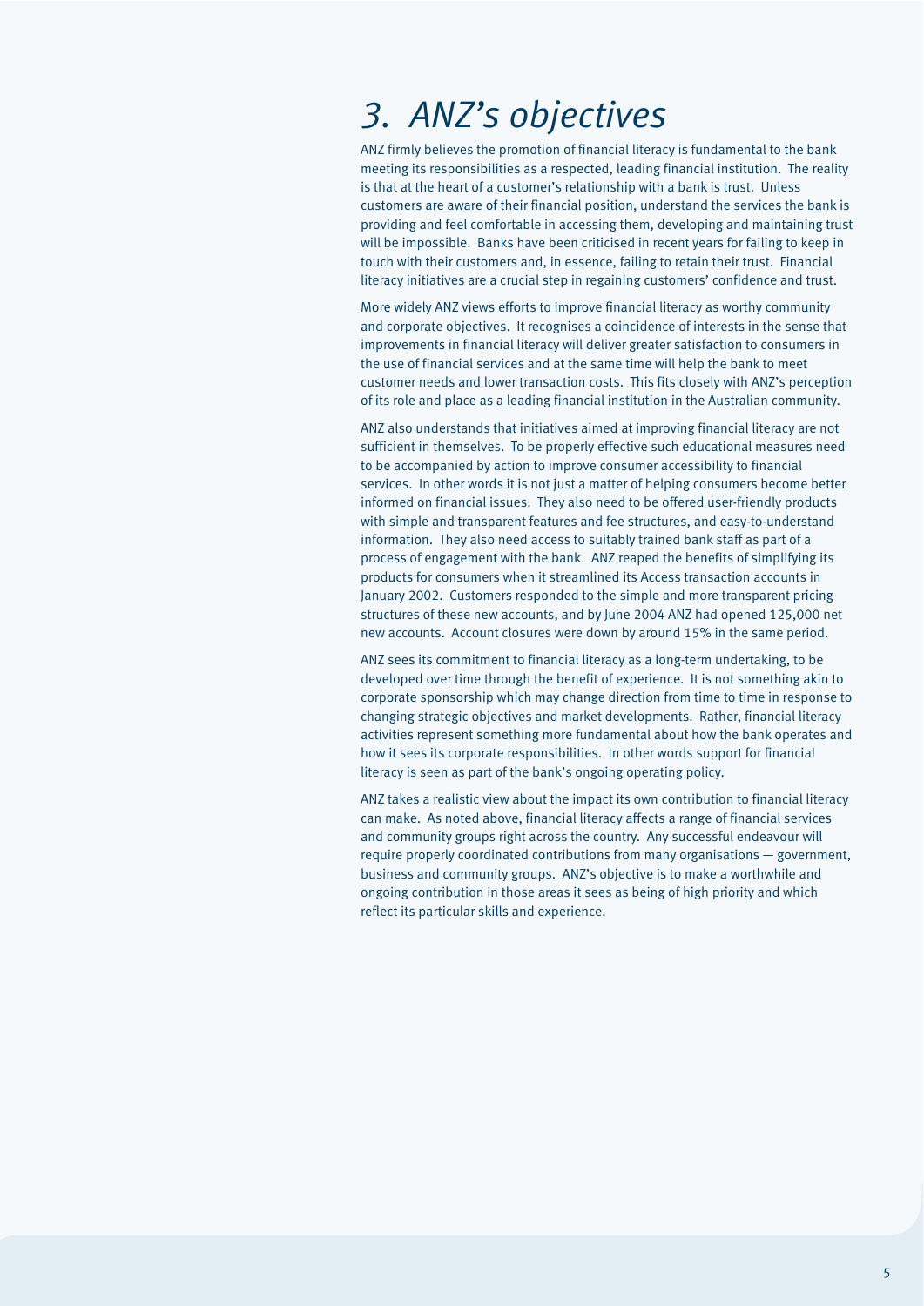# 3. ANZ's objectives

ANZ firmly believes the promotion of financial literacy is fundamental to the bank meeting its responsibilities as a respected, leading financial institution. The reality is that at the heart of a customer's relationship with a bank is trust. Unless customers are aware of their financial position, understand the services the bank is providing and feel comfortable in accessing them, developing and maintaining trust will be impossible. Banks have been criticised in recent years for failing to keep in touch with their customers and, in essence, failing to retain their trust. Financial literacy initiatives are a crucial step in regaining customers' confidence and trust.

More widely ANZ views efforts to improve financial literacy as worthy community and corporate objectives. It recognises a coincidence of interests in the sense that improvements in financial literacy will deliver greater satisfaction to consumers in the use of financial services and at the same time will help the bank to meet customer needs and lower transaction costs. This fits closely with ANZ's perception of its role and place as a leading financial institution in the Australian community.

ANZ also understands that initiatives aimed at improving financial literacy are not sufficient in themselves. To be properly effective such educational measures need to be accompanied by action to improve consumer accessibility to financial services. In other words it is not just a matter of helping consumers become better informed on financial issues. They also need to be offered user-friendly products with simple and transparent features and fee structures, and easy-to-understand information. They also need access to suitably trained bank staff as part of a process of engagement with the bank. ANZ reaped the benefits of simplifying its products for consumers when it streamlined its Access transaction accounts in January 2002. Customers responded to the simple and more transparent pricing structures of these new accounts, and by June 2004 ANZ had opened 125,000 net new accounts. Account closures were down by around 15% in the same period.

ANZ sees its commitment to financial literacy as a long-term undertaking, to be developed over time through the benefit of experience. It is not something akin to corporate sponsorship which may change direction from time to time in response to changing strategic objectives and market developments. Rather, financial literacy activities represent something more fundamental about how the bank operates and how it sees its corporate responsibilities. In other words support for financial literacy is seen as part of the bank's ongoing operating policy.

ANZ takes a realistic view about the impact its own contribution to financial literacy can make. As noted above, financial literacy affects a range of financial services and community groups right across the country. Any successful endeavour will require properly coordinated contributions from many organisations — government, business and community groups. ANZ's objective is to make a worthwhile and ongoing contribution in those areas it sees as being of high priority and which reflect its particular skills and experience.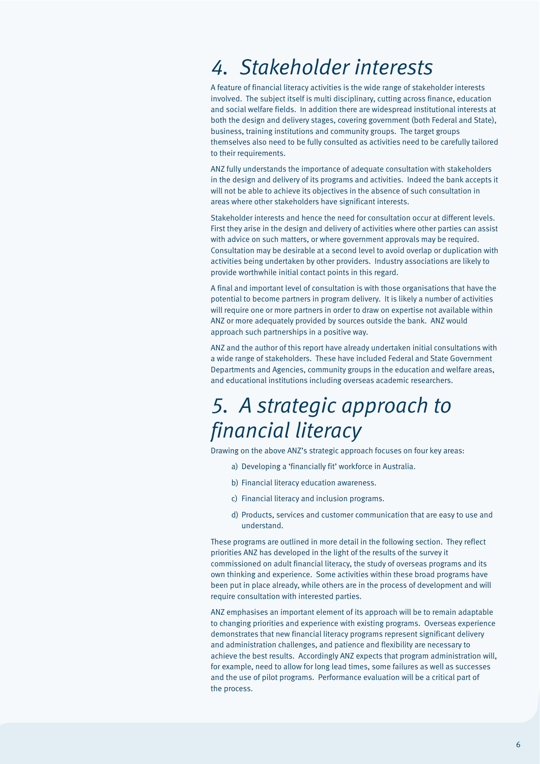# 4. Stakeholder interests

A feature of financial literacy activities is the wide range of stakeholder interests involved. The subject itself is multi disciplinary, cutting across finance, education and social welfare fields. In addition there are widespread institutional interests at both the design and delivery stages, covering government (both Federal and State), business, training institutions and community groups. The target groups themselves also need to be fully consulted as activities need to be carefully tailored to their requirements.

ANZ fully understands the importance of adequate consultation with stakeholders in the design and delivery of its programs and activities. Indeed the bank accepts it will not be able to achieve its objectives in the absence of such consultation in areas where other stakeholders have significant interests.

Stakeholder interests and hence the need for consultation occur at different levels. First they arise in the design and delivery of activities where other parties can assist with advice on such matters, or where government approvals may be required. Consultation may be desirable at a second level to avoid overlap or duplication with activities being undertaken by other providers. Industry associations are likely to provide worthwhile initial contact points in this regard.

A final and important level of consultation is with those organisations that have the potential to become partners in program delivery. It is likely a number of activities will require one or more partners in order to draw on expertise not available within ANZ or more adequately provided by sources outside the bank. ANZ would approach such partnerships in a positive way.

ANZ and the author of this report have already undertaken initial consultations with a wide range of stakeholders. These have included Federal and State Government Departments and Agencies, community groups in the education and welfare areas, and educational institutions including overseas academic researchers.

# 5. A strategic approach to financial literacy

Drawing on the above ANZ's strategic approach focuses on four key areas:

a) Developing a 'financially fit' workforce in Australia.

b) Financial literacy education awareness.

c) Financial literacy and inclusion programs.

d) Products, services and customer communication that are easy to use and understand.

These programs are outlined in more detail in the following section. They reflect priorities ANZ has developed in the light of the results of the survey it commissioned on adult financial literacy, the study of overseas programs and its own thinking and experience. Some activities within these broad programs have been put in place already, while others are in the process of development and will require consultation with interested parties.

ANZ emphasises an important element of its approach will be to remain adaptable to changing priorities and experience with existing programs. Overseas experience demonstrates that new financial literacy programs represent significant delivery and administration challenges, and patience and flexibility are necessary to achieve the best results. Accordingly ANZ expects that program administration will, for example, need to allow for long lead times, some failures as well as successes and the use of pilot programs. Performance evaluation will be a critical part of the process.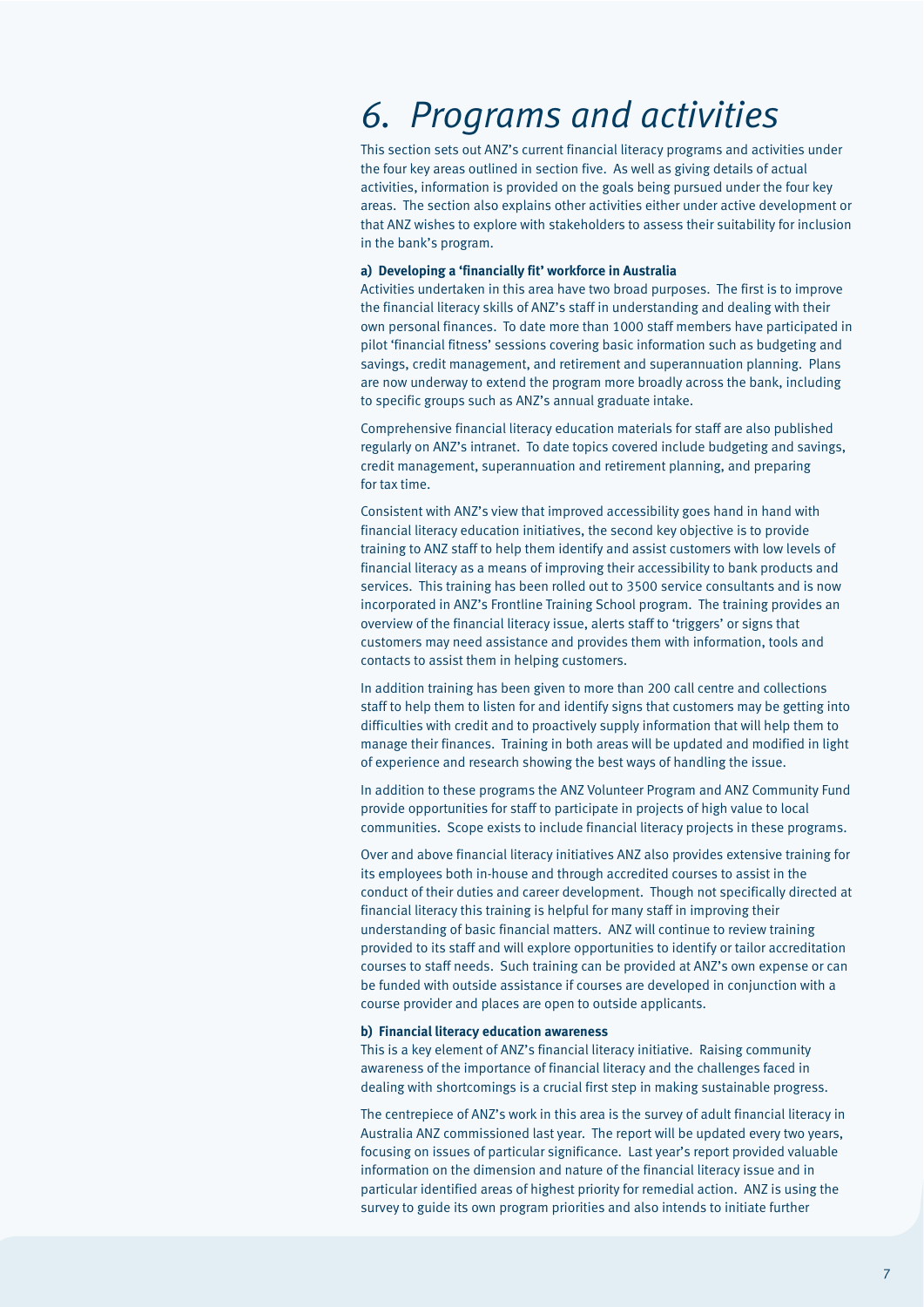# 6. Programs and activities

This section sets out ANZ's current financial literacy programs and activities under the four key areas outlined in section five. As well as giving details of actual activities, information is provided on the goals being pursued under the four key areas. The section also explains other activities either under active development or that ANZ wishes to explore with stakeholders to assess their suitability for inclusion in the bank's program.

**a) Developing a 'financially fit' workforce in Australia**

Activities undertaken in this area have two broad purposes. The first is to improve the financial literacy skills of ANZ's staff in understanding and dealing with their own personal finances. To date more than 1000 staff members have participated in pilot 'financial fitness' sessions covering basic information such as budgeting and savings, credit management, and retirement and superannuation planning. Plans are now underway to extend the program more broadly across the bank, including to specific groups such as ANZ's annual graduate intake.

Comprehensive financial literacy education materials for staff are also published regularly on ANZ's intranet. To date topics covered include budgeting and savings, credit management, superannuation and retirement planning, and preparing for tax time.

Consistent with ANZ's view that improved accessibility goes hand in hand with financial literacy education initiatives, the second key objective is to provide training to ANZ staff to help them identify and assist customers with low levels of financial literacy as a means of improving their accessibility to bank products and services. This training has been rolled out to 3500 service consultants and is now incorporated in ANZ's Frontline Training School program. The training provides an overview of the financial literacy issue, alerts staff to 'triggers' or signs that customers may need assistance and provides them with information, tools and contacts to assist them in helping customers.

In addition training has been given to more than 200 call centre and collections staff to help them to listen for and identify signs that customers may be getting into difficulties with credit and to proactively supply information that will help them to manage their finances. Training in both areas will be updated and modified in light of experience and research showing the best ways of handling the issue.

In addition to these programs the ANZ Volunteer Program and ANZ Community Fund provide opportunities for staff to participate in projects of high value to local communities. Scope exists to include financial literacy projects in these programs.

Over and above financial literacy initiatives ANZ also provides extensive training for its employees both in-house and through accredited courses to assist in the conduct of their duties and career development. Though not specifically directed at financial literacy this training is helpful for many staff in improving their understanding of basic financial matters. ANZ will continue to review training provided to its staff and will explore opportunities to identify or tailor accreditation courses to staff needs. Such training can be provided at ANZ's own expense or can be funded with outside assistance if courses are developed in conjunction with a course provider and places are open to outside applicants.

**b) Financial literacy education awareness**

This is a key element of ANZ's financial literacy initiative. Raising community awareness of the importance of financial literacy and the challenges faced in dealing with shortcomings is a crucial first step in making sustainable progress.

The centrepiece of ANZ's work in this area is the survey of adult financial literacy in Australia ANZ commissioned last year. The report will be updated every two years, focusing on issues of particular significance. Last year's report provided valuable information on the dimension and nature of the financial literacy issue and in particular identified areas of highest priority for remedial action. ANZ is using the survey to guide its own program priorities and also intends to initiate further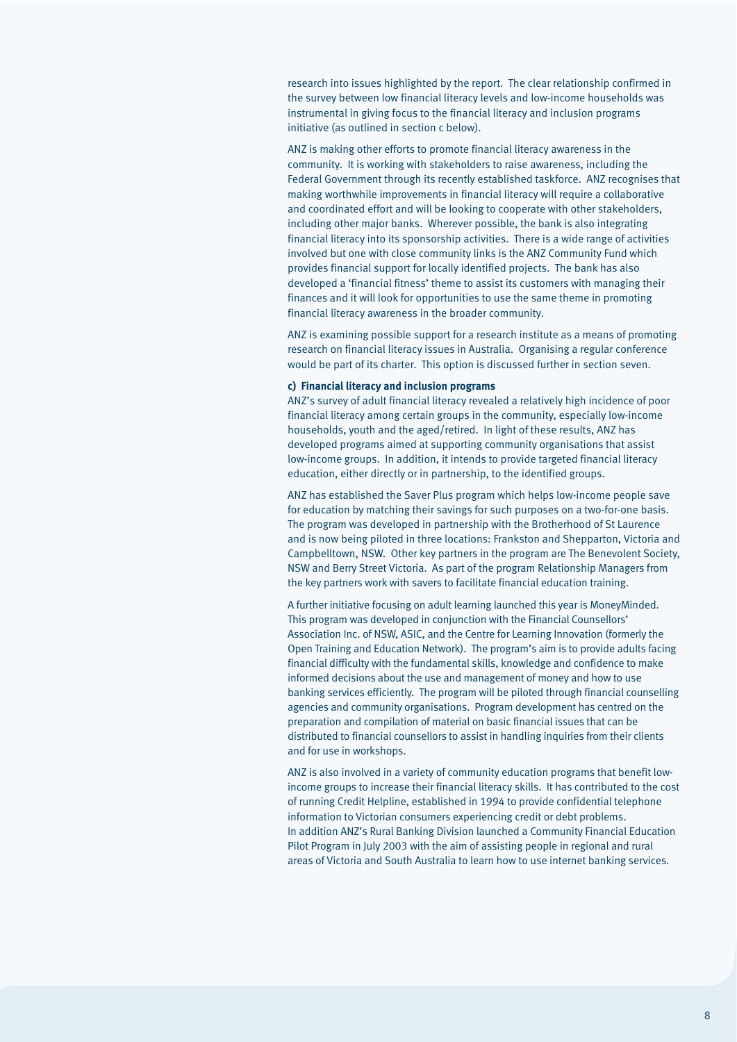research into issues highlighted by the report. The clear relationship confirmed in the survey between low financial literacy levels and low-income households was instrumental in giving focus to the financial literacy and inclusion programs initiative (as outlined in section c below).

ANZ is making other efforts to promote financial literacy awareness in the community. It is working with stakeholders to raise awareness, including the Federal Government through its recently established taskforce. ANZ recognises that making worthwhile improvements in financial literacy will require a collaborative and coordinated effort and will be looking to cooperate with other stakeholders, including other major banks. Wherever possible, the bank is also integrating financial literacy into its sponsorship activities. There is a wide range of activities involved but one with close community links is the ANZ Community Fund which provides financial support for locally identified projects. The bank has also developed a 'financial fitness' theme to assist its customers with managing their finances and it will look for opportunities to use the same theme in promoting financial literacy awareness in the broader community.

ANZ is examining possible support for a research institute as a means of promoting research on financial literacy issues in Australia. Organising a regular conference would be part of its charter. This option is discussed further in section seven.

**c) Financial literacy and inclusion programs**

ANZ's survey of adult financial literacy revealed a relatively high incidence of poor financial literacy among certain groups in the community, especially low-income households, youth and the aged/retired. In light of these results, ANZ has developed programs aimed at supporting community organisations that assist low-income groups. In addition, it intends to provide targeted financial literacy education, either directly or in partnership, to the identified groups.

ANZ has established the Saver Plus program which helps low-income people save for education by matching their savings for such purposes on a two-for-one basis. The program was developed in partnership with the Brotherhood of St Laurence and is now being piloted in three locations: Frankston and Shepparton, Victoria and Campbelltown, NSW. Other key partners in the program are The Benevolent Society, NSW and Berry Street Victoria. As part of the program Relationship Managers from the key partners work with savers to facilitate financial education training.

A further initiative focusing on adult learning launched this year is MoneyMinded. This program was developed in conjunction with the Financial Counsellors' Association Inc. of NSW, ASIC, and the Centre for Learning Innovation (formerly the Open Training and Education Network). The program's aim is to provide adults facing financial difficulty with the fundamental skills, knowledge and confidence to make informed decisions about the use and management of money and how to use banking services efficiently. The program will be piloted through financial counselling agencies and community organisations. Program development has centred on the preparation and compilation of material on basic financial issues that can be distributed to financial counsellors to assist in handling inquiries from their clients and for use in workshops.

ANZ is also involved in a variety of community education programs that benefit low-income groups to increase their financial literacy skills. It has contributed to the cost of running Credit Helpline, established in 1994 to provide confidential telephone information to Victorian consumers experiencing credit or debt problems. In addition ANZ's Rural Banking Division launched a Community Financial Education Pilot Program in July 2003 with the aim of assisting people in regional and rural areas of Victoria and South Australia to learn how to use internet banking services.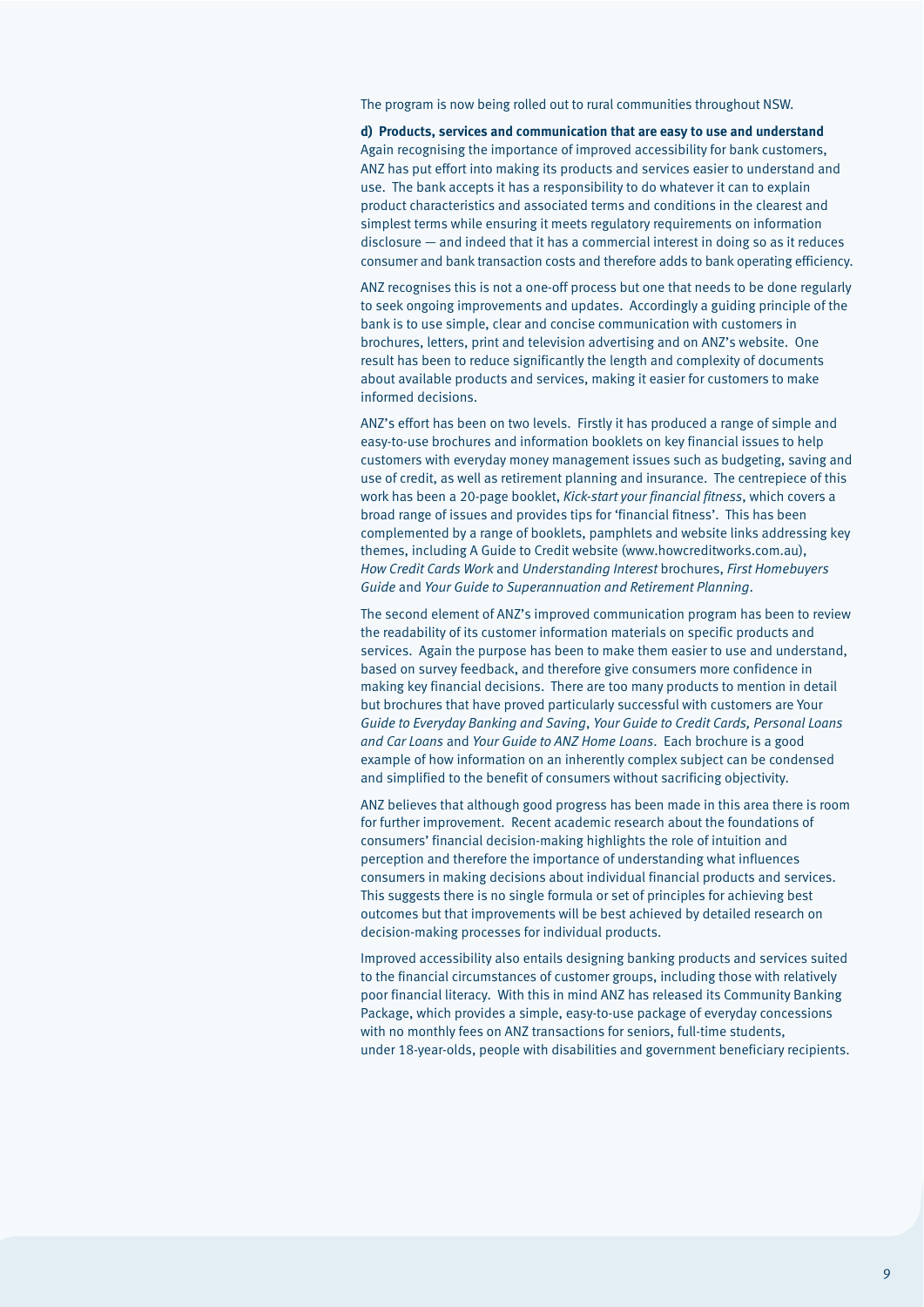The program is now being rolled out to rural communities throughout NSW.

**d) Products, services and communication that are easy to use and understand**

Again recognising the importance of improved accessibility for bank customers, ANZ has put effort into making its products and services easier to understand and use. The bank accepts it has a responsibility to do whatever it can to explain product characteristics and associated terms and conditions in the clearest and simplest terms while ensuring it meets regulatory requirements on information disclosure — and indeed that it has a commercial interest in doing so as it reduces consumer and bank transaction costs and therefore adds to bank operating efficiency.

ANZ recognises this is not a one-off process but one that needs to be done regularly to seek ongoing improvements and updates. Accordingly a guiding principle of the bank is to use simple, clear and concise communication with customers in brochures, letters, print and television advertising and on ANZ's website. One result has been to reduce significantly the length and complexity of documents about available products and services, making it easier for customers to make informed decisions.

ANZ's effort has been on two levels. Firstly it has produced a range of simple and easy-to-use brochures and information booklets on key financial issues to help customers with everyday money management issues such as budgeting, saving and use of credit, as well as retirement planning and insurance. The centrepiece of this work has been a 20-page booklet, *Kick-start your financial fitness*, which covers a broad range of issues and provides tips for 'financial fitness'. This has been complemented by a range of booklets, pamphlets and website links addressing key themes, including A Guide to Credit website (www.howcreditworks.com.au), *How Credit Cards Work* and *Understanding Interest* brochures, *First Homebuyers Guide* and *Your Guide to Superannuation and Retirement Planning*.

The second element of ANZ's improved communication program has been to review the readability of its customer information materials on specific products and services. Again the purpose has been to make them easier to use and understand, based on survey feedback, and therefore give consumers more confidence in making key financial decisions. There are too many products to mention in detail but brochures that have proved particularly successful with customers are Your *Guide to Everyday Banking and Saving*, *Your Guide to Credit Cards, Personal Loans and Car Loans* and *Your Guide to ANZ Home Loans*. Each brochure is a good example of how information on an inherently complex subject can be condensed and simplified to the benefit of consumers without sacrificing objectivity.

ANZ believes that although good progress has been made in this area there is room for further improvement. Recent academic research about the foundations of consumers' financial decision-making highlights the role of intuition and perception and therefore the importance of understanding what influences consumers in making decisions about individual financial products and services. This suggests there is no single formula or set of principles for achieving best outcomes but that improvements will be best achieved by detailed research on decision-making processes for individual products.

Improved accessibility also entails designing banking products and services suited to the financial circumstances of customer groups, including those with relatively poor financial literacy. With this in mind ANZ has released its Community Banking Package, which provides a simple, easy-to-use package of everyday concessions with no monthly fees on ANZ transactions for seniors, full-time students, under 18-year-olds, people with disabilities and government beneficiary recipients.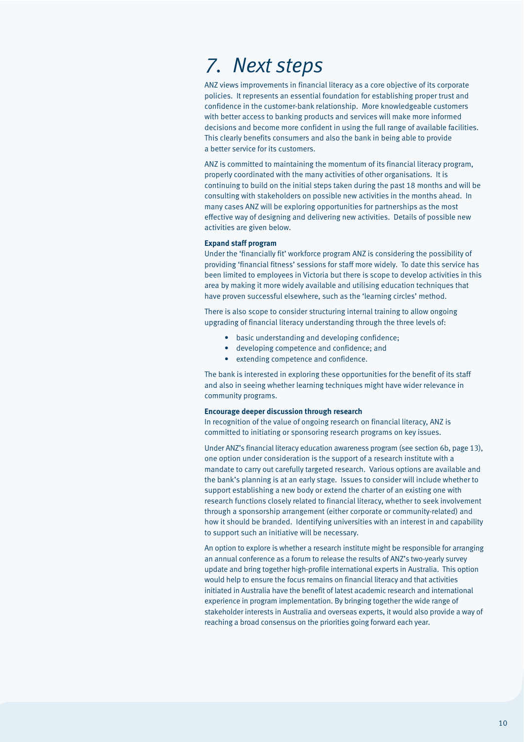# 7. Next steps

ANZ views improvements in financial literacy as a core objective of its corporate policies. It represents an essential foundation for establishing proper trust and confidence in the customer-bank relationship. More knowledgeable customers with better access to banking products and services will make more informed decisions and become more confident in using the full range of available facilities. This clearly benefits consumers and also the bank in being able to provide a better service for its customers.

ANZ is committed to maintaining the momentum of its financial literacy program, properly coordinated with the many activities of other organisations. It is continuing to build on the initial steps taken during the past 18 months and will be consulting with stakeholders on possible new activities in the months ahead. In many cases ANZ will be exploring opportunities for partnerships as the most effective way of designing and delivering new activities. Details of possible new activities are given below.

**Expand staff program**

Under the 'financially fit' workforce program ANZ is considering the possibility of providing 'financial fitness' sessions for staff more widely. To date this service has been limited to employees in Victoria but there is scope to develop activities in this area by making it more widely available and utilising education techniques that have proven successful elsewhere, such as the 'learning circles' method.

There is also scope to consider structuring internal training to allow ongoing upgrading of financial literacy understanding through the three levels of:

- basic understanding and developing confidence;
- developing competence and confidence; and
- extending competence and confidence.

The bank is interested in exploring these opportunities for the benefit of its staff and also in seeing whether learning techniques might have wider relevance in community programs.

**Encourage deeper discussion through research**

In recognition of the value of ongoing research on financial literacy, ANZ is committed to initiating or sponsoring research programs on key issues.

Under ANZ's financial literacy education awareness program (see section 6b, page 13), one option under consideration is the support of a research institute with a mandate to carry out carefully targeted research. Various options are available and the bank's planning is at an early stage. Issues to consider will include whether to support establishing a new body or extend the charter of an existing one with research functions closely related to financial literacy, whether to seek involvement through a sponsorship arrangement (either corporate or community-related) and how it should be branded. Identifying universities with an interest in and capability to support such an initiative will be necessary.

An option to explore is whether a research institute might be responsible for arranging an annual conference as a forum to release the results of ANZ's two-yearly survey update and bring together high-profile international experts in Australia. This option would help to ensure the focus remains on financial literacy and that activities initiated in Australia have the benefit of latest academic research and international experience in program implementation. By bringing together the wide range of stakeholder interests in Australia and overseas experts, it would also provide a way of reaching a broad consensus on the priorities going forward each year.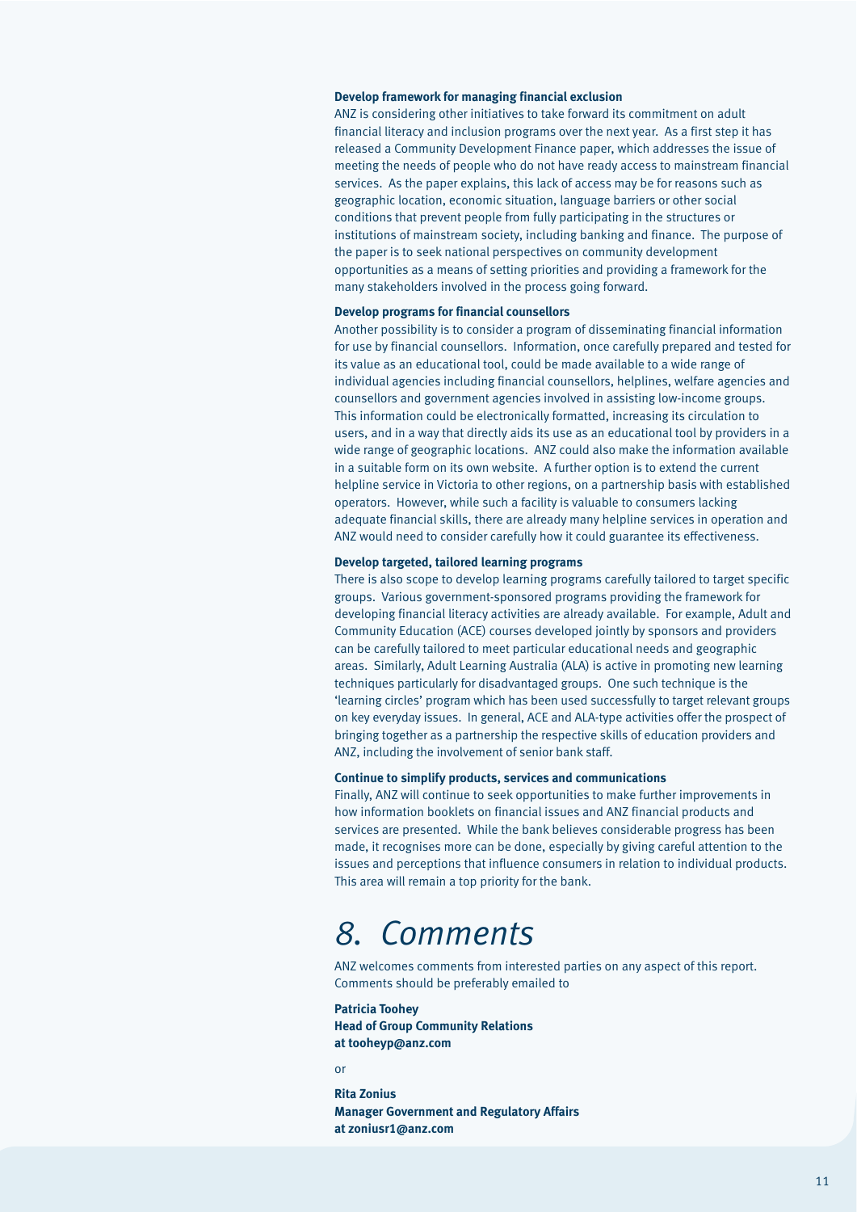**Develop framework for managing financial exclusion**

ANZ is considering other initiatives to take forward its commitment on adult financial literacy and inclusion programs over the next year. As a first step it has released a Community Development Finance paper, which addresses the issue of meeting the needs of people who do not have ready access to mainstream financial services. As the paper explains, this lack of access may be for reasons such as geographic location, economic situation, language barriers or other social conditions that prevent people from fully participating in the structures or institutions of mainstream society, including banking and finance. The purpose of the paper is to seek national perspectives on community development opportunities as a means of setting priorities and providing a framework for the many stakeholders involved in the process going forward.

**Develop programs for financial counsellors**

Another possibility is to consider a program of disseminating financial information for use by financial counsellors. Information, once carefully prepared and tested for its value as an educational tool, could be made available to a wide range of individual agencies including financial counsellors, helplines, welfare agencies and counsellors and government agencies involved in assisting low-income groups. This information could be electronically formatted, increasing its circulation to users, and in a way that directly aids its use as an educational tool by providers in a wide range of geographic locations. ANZ could also make the information available in a suitable form on its own website. A further option is to extend the current helpline service in Victoria to other regions, on a partnership basis with established operators. However, while such a facility is valuable to consumers lacking adequate financial skills, there are already many helpline services in operation and ANZ would need to consider carefully how it could guarantee its effectiveness.

**Develop targeted, tailored learning programs**

There is also scope to develop learning programs carefully tailored to target specific groups. Various government-sponsored programs providing the framework for developing financial literacy activities are already available. For example, Adult and Community Education (ACE) courses developed jointly by sponsors and providers can be carefully tailored to meet particular educational needs and geographic areas. Similarly, Adult Learning Australia (ALA) is active in promoting new learning techniques particularly for disadvantaged groups. One such technique is the 'learning circles' program which has been used successfully to target relevant groups on key everyday issues. In general, ACE and ALA-type activities offer the prospect of bringing together as a partnership the respective skills of education providers and ANZ, including the involvement of senior bank staff.

**Continue to simplify products, services and communications**

Finally, ANZ will continue to seek opportunities to make further improvements in how information booklets on financial issues and ANZ financial products and services are presented. While the bank believes considerable progress has been made, it recognises more can be done, especially by giving careful attention to the issues and perceptions that influence consumers in relation to individual products. This area will remain a top priority for the bank.

# 8. Comments

ANZ welcomes comments from interested parties on any aspect of this report. Comments should be preferably emailed to

**Patricia Toohey**
**Head of Group Community Relations**
**at tooheyp@anz.com**

or

**Rita Zonius**
**Manager Government and Regulatory Affairs**
**at zoniusr1@anz.com**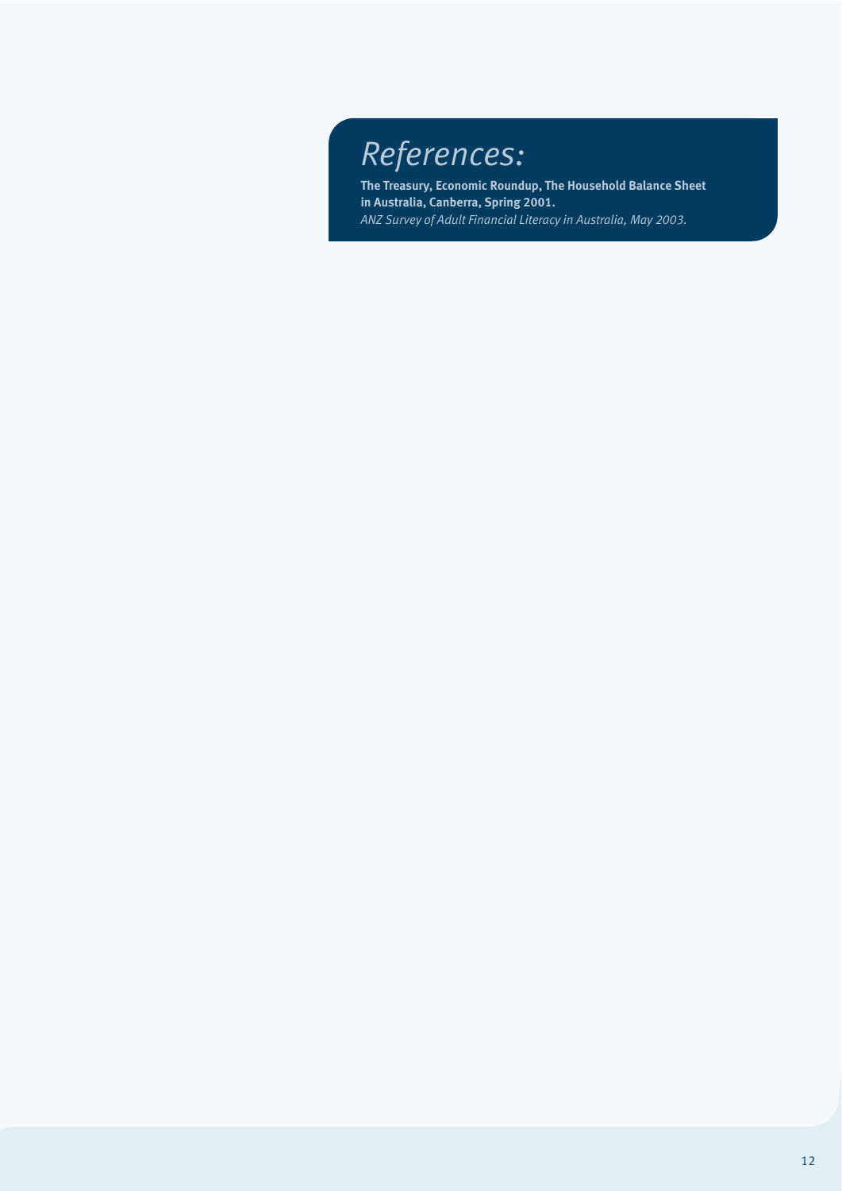# *References:*

**The Treasury, Economic Roundup, The Household Balance Sheet in Australia, Canberra, Spring 2001.**

*ANZ Survey of Adult Financial Literacy in Australia, May 2003.*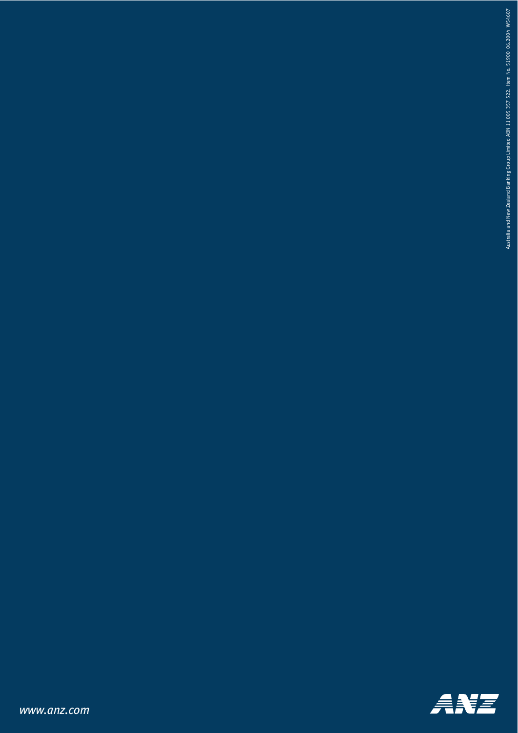Australia and New Zealand Banking Group Limited ABN 11 005 357 522. Item No. 51900 06.2004 W54607

www.anz.com